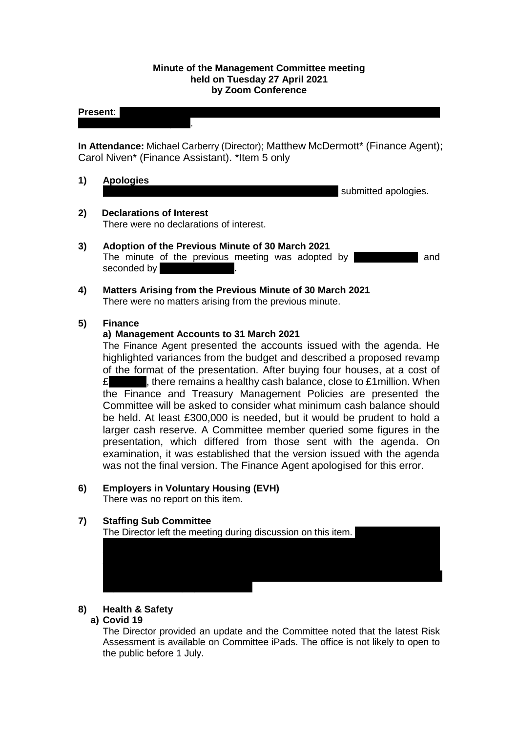**Minute of the Management Committee meeting**
**held on Tuesday 27 April 2021**
**by Zoom Conference**

**Present**: .

**In Attendance:** Michael Carberry (Director); Matthew McDermott* (Finance Agent); Carol Niven* (Finance Assistant). *Item 5 only

**1) Apologies**

submitted apologies.

**2) Declarations of Interest**

There were no declarations of interest.

**3) Adoption of the Previous Minute of 30 March 2021**

The minute of the previous meeting was adopted by and seconded by **.**

**4) Matters Arising from the Previous Minute of 30 March 2021**

There were no matters arising from the previous minute.

**5) Finance**

**a) Management Accounts to 31 March 2021**

The Finance Agent presented the accounts issued with the agenda. He highlighted variances from the budget and described a proposed revamp of the format of the presentation. After buying four houses, at a cost of £, there remains a healthy cash balance, close to £1million. When the Finance and Treasury Management Policies are presented the Committee will be asked to consider what minimum cash balance should be held. At least £300,000 is needed, but it would be prudent to hold a larger cash reserve. A Committee member queried some figures in the presentation, which differed from those sent with the agenda. On examination, it was established that the version issued with the agenda was not the final version. The Finance Agent apologised for this error.

**6) Employers in Voluntary Housing (EVH)**

There was no report on this item.

**7) Staffing Sub Committee**

The Director left the meeting during discussion on this item.

**8) Health & Safety**

**a) Covid 19**

The Director provided an update and the Committee noted that the latest Risk Assessment is available on Committee iPads. The office is not likely to open to the public before 1 July.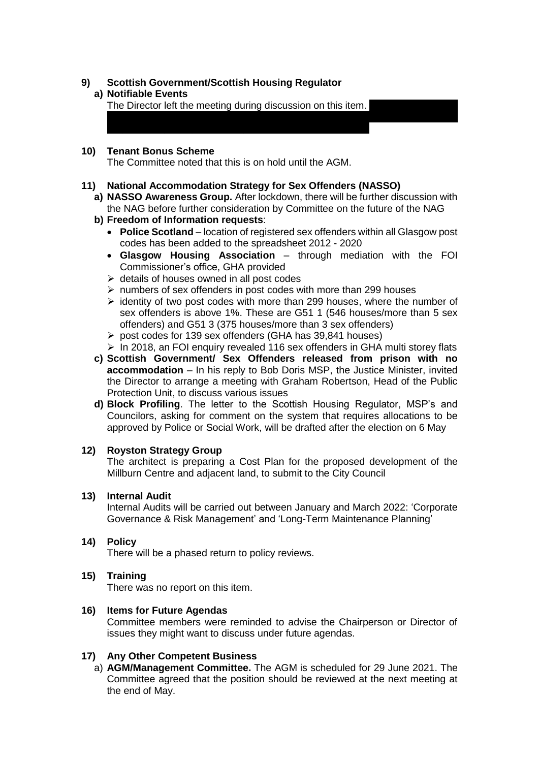**9) Scottish Government/Scottish Housing Regulator**

**a) Notifiable Events**

The Director left the meeting during discussion on this item.

**10) Tenant Bonus Scheme**

The Committee noted that this is on hold until the AGM.

**11) National Accommodation Strategy for Sex Offenders (NASSO)**

**a) NASSO Awareness Group.** After lockdown, there will be further discussion with the NAG before further consideration by Committee on the future of the NAG

**b) Freedom of Information requests**:

- **Police Scotland** – location of registered sex offenders within all Glasgow post codes has been added to the spreadsheet 2012 - 2020
- **Glasgow Housing Association** – through mediation with the FOI Commissioner's office, GHA provided
  - details of houses owned in all post codes
  - numbers of sex offenders in post codes with more than 299 houses
  - identity of two post codes with more than 299 houses, where the number of sex offenders is above 1%. These are G51 1 (546 houses/more than 5 sex offenders) and G51 3 (375 houses/more than 3 sex offenders)
  - post codes for 139 sex offenders (GHA has 39,841 houses)
  - In 2018, an FOI enquiry revealed 116 sex offenders in GHA multi storey flats

**c) Scottish Government/ Sex Offenders released from prison with no accommodation** – In his reply to Bob Doris MSP, the Justice Minister, invited the Director to arrange a meeting with Graham Robertson, Head of the Public Protection Unit, to discuss various issues

**d) Block Profiling**. The letter to the Scottish Housing Regulator, MSP's and Councilors, asking for comment on the system that requires allocations to be approved by Police or Social Work, will be drafted after the election on 6 May

**12) Royston Strategy Group**

The architect is preparing a Cost Plan for the proposed development of the Millburn Centre and adjacent land, to submit to the City Council

**13) Internal Audit**

Internal Audits will be carried out between January and March 2022: 'Corporate Governance & Risk Management' and 'Long-Term Maintenance Planning'

**14) Policy**

There will be a phased return to policy reviews.

**15) Training**

There was no report on this item.

**16) Items for Future Agendas**

Committee members were reminded to advise the Chairperson or Director of issues they might want to discuss under future agendas.

**17) Any Other Competent Business**

a) **AGM/Management Committee.** The AGM is scheduled for 29 June 2021. The Committee agreed that the position should be reviewed at the next meeting at the end of May.